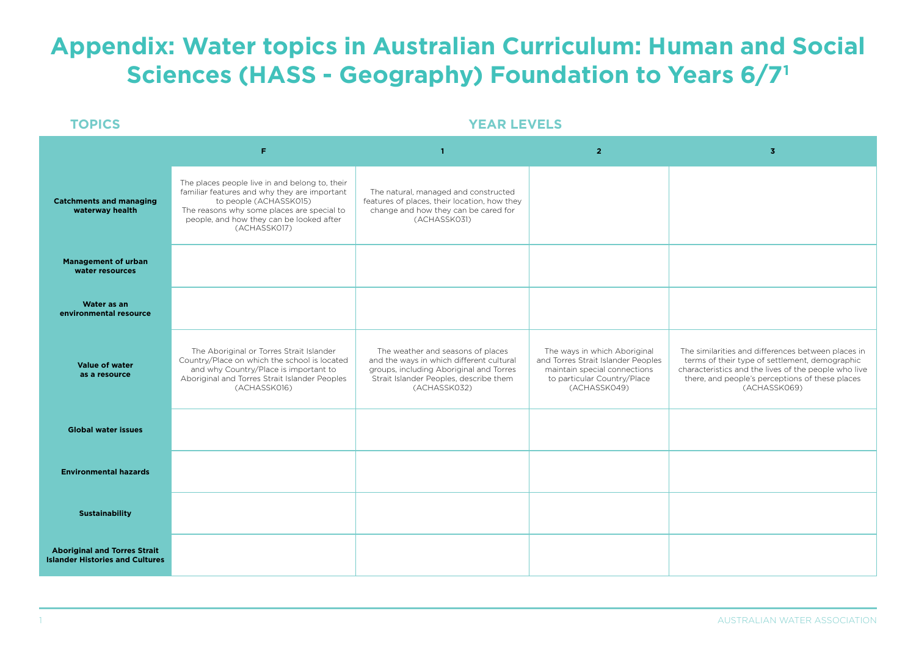# Appendix: Water topics in Australian Curriculum: Human and Social Sciences (HASS - Geography) Foundation to Years 6/7[1]

| TOPICS | YEAR LEVELS | | | |
|---|---|---|---|---|
| | F | 1 | 2 | 3 |
| **Catchments and managing waterway health** | The places people live in and belong to, their familiar features and why they are important to people (ACHASSK015)<br>The reasons why some places are special to people, and how they can be looked after (ACHASSK017) | The natural, managed and constructed features of places, their location, how they change and how they can be cared for (ACHASSK031) | | |
| **Management of urban water resources** | | | | |
| **Water as an environmental resource** | | | | |
| **Value of water as a resource** | The Aboriginal or Torres Strait Islander Country/Place on which the school is located and why Country/Place is important to Aboriginal and Torres Strait Islander Peoples (ACHASSK016) | The weather and seasons of places and the ways in which different cultural groups, including Aboriginal and Torres Strait Islander Peoples, describe them (ACHASSK032) | The ways in which Aboriginal and Torres Strait Islander Peoples maintain special connections to particular Country/Place (ACHASSK049) | The similarities and differences between places in terms of their type of settlement, demographic characteristics and the lives of the people who live there, and people's perceptions of these places (ACHASSK069) |
| **Global water issues** | | | | |
| **Environmental hazards** | | | | |
| **Sustainability** | | | | |
| **Aboriginal and Torres Strait Islander Histories and Cultures** | | | | |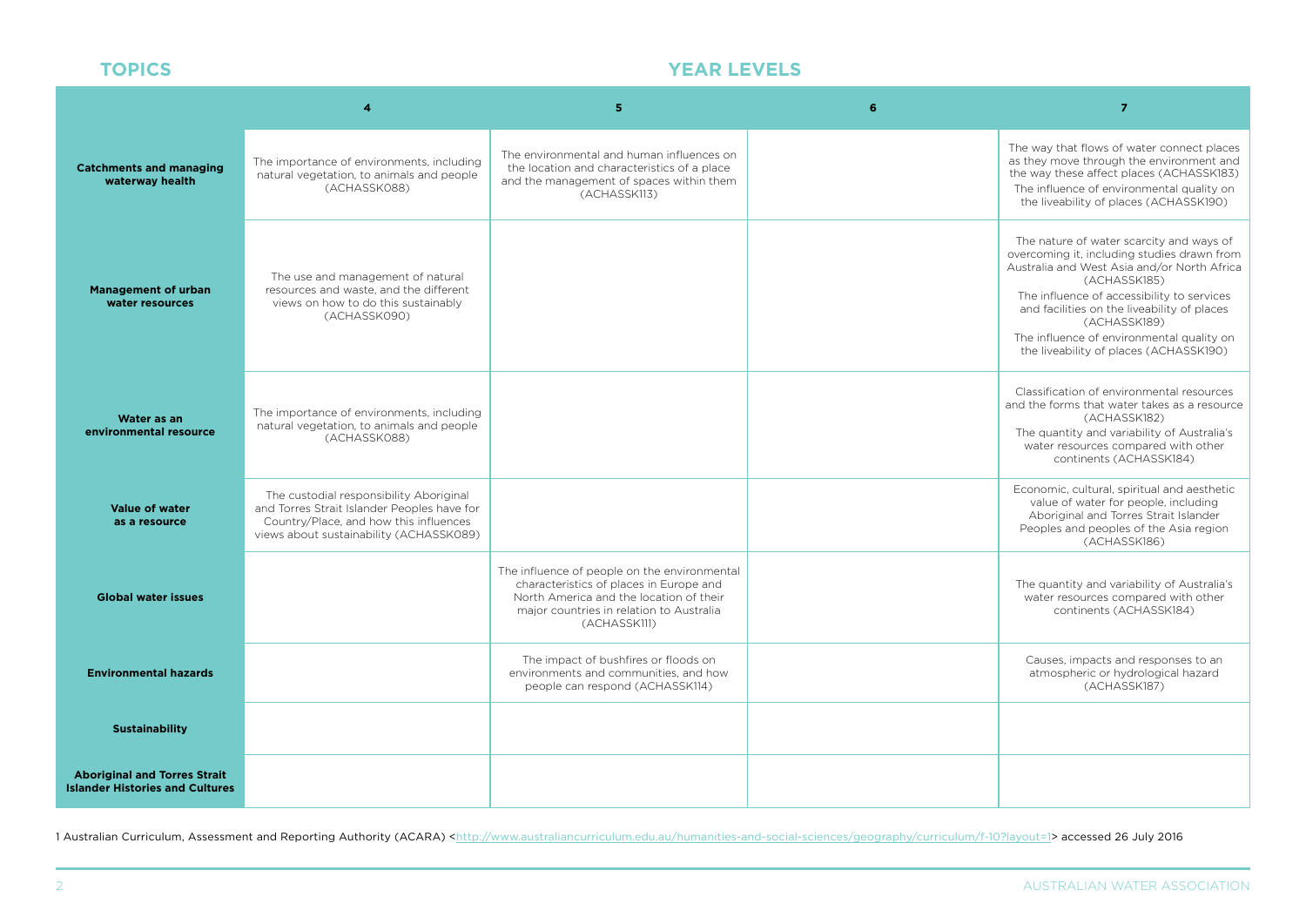| TOPICS | YEAR LEVELS | | | |
|---|---|---|---|---|
| | **4** | **5** | **6** | **7** |
| **Catchments and managing waterway health** | The importance of environments, including natural vegetation, to animals and people (ACHASSK088) | The environmental and human influences on the location and characteristics of a place and the management of spaces within them (ACHASSK113) | | The way that flows of water connect places as they move through the environment and the way these affect places (ACHASSK183) The influence of environmental quality on the liveability of places (ACHASSK190) |
| **Management of urban water resources** | The use and management of natural resources and waste, and the different views on how to do this sustainably (ACHASSK090) | | | The nature of water scarcity and ways of overcoming it, including studies drawn from Australia and West Asia and/or North Africa (ACHASSK185) The influence of accessibility to services and facilities on the liveability of places (ACHASSK189) The influence of environmental quality on the liveability of places (ACHASSK190) |
| **Water as an environmental resource** | The importance of environments, including natural vegetation, to animals and people (ACHASSK088) | | | Classification of environmental resources and the forms that water takes as a resource (ACHASSK182) The quantity and variability of Australia's water resources compared with other continents (ACHASSK184) |
| **Value of water as a resource** | The custodial responsibility Aboriginal and Torres Strait Islander Peoples have for Country/Place, and how this influences views about sustainability (ACHASSK089) | | | Economic, cultural, spiritual and aesthetic value of water for people, including Aboriginal and Torres Strait Islander Peoples and peoples of the Asia region (ACHASSK186) |
| **Global water issues** | | The influence of people on the environmental characteristics of places in Europe and North America and the location of their major countries in relation to Australia (ACHASSK111) | | The quantity and variability of Australia's water resources compared with other continents (ACHASSK184) |
| **Environmental hazards** | | The impact of bushfires or floods on environments and communities, and how people can respond (ACHASSK114) | | Causes, impacts and responses to an atmospheric or hydrological hazard (ACHASSK187) |
| **Sustainability** | | | | |
| **Aboriginal and Torres Strait Islander Histories and Cultures** | | | | |

1 Australian Curriculum, Assessment and Reporting Authority (ACARA) <http://www.australiancurriculum.edu.au/humanities-and-social-sciences/geography/curriculum/f-10?layout=1> accessed 26 July 2016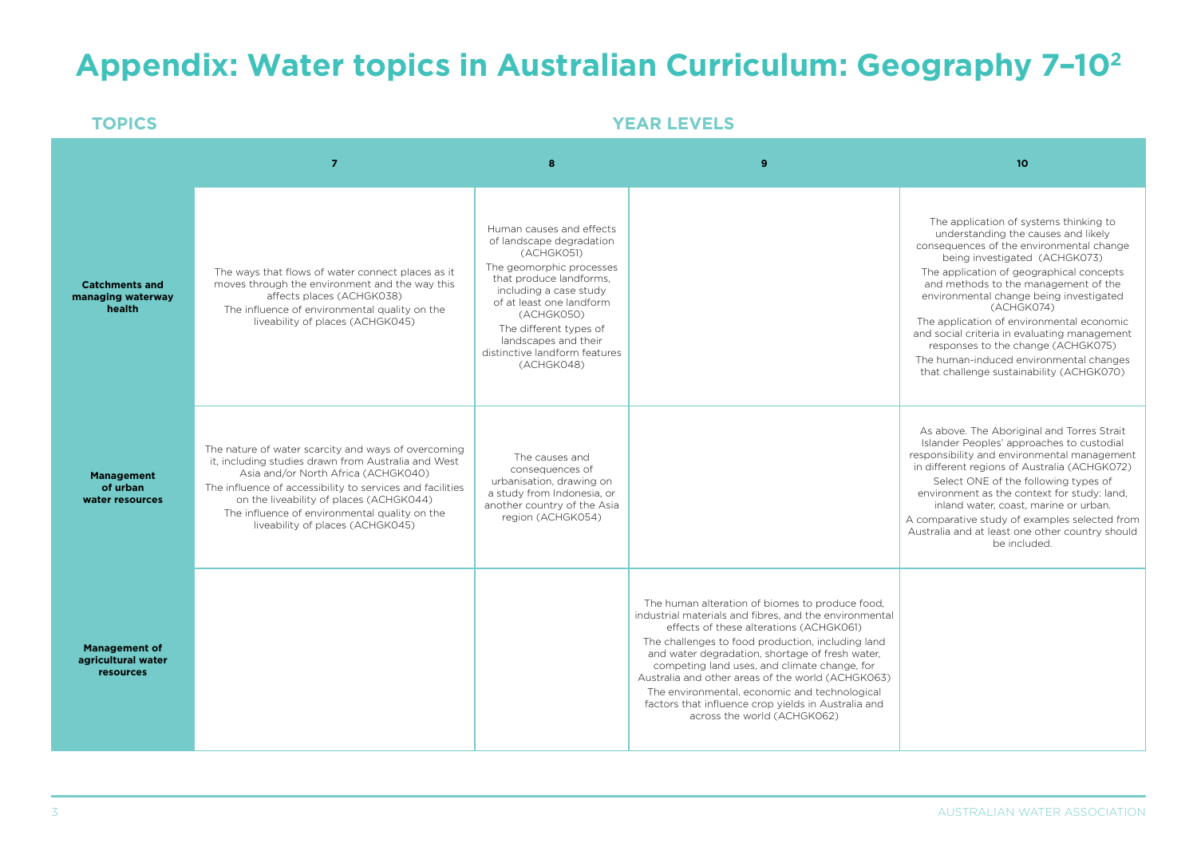# Appendix: Water topics in Australian Curriculum: Geography 7–10[2]

| TOPICS | YEAR LEVELS 7 | 8 | 9 | 10 |
|---|---|---|---|---|
| **Catchments and managing waterway health** | The ways that flows of water connect places as it moves through the environment and the way this affects places (ACHGK038)<br>The influence of environmental quality on the liveability of places (ACHGK045) | Human causes and effects of landscape degradation (ACHGK051)<br>The geomorphic processes that produce landforms, including a case study of at least one landform (ACHGK050)<br>The different types of landscapes and their distinctive landform features (ACHGK048) | | The application of systems thinking to understanding the causes and likely consequences of the environmental change being investigated (ACHGK073)<br>The application of geographical concepts and methods to the management of the environmental change being investigated (ACHGK074)<br>The application of environmental economic and social criteria in evaluating management responses to the change (ACHGK075)<br>The human-induced environmental changes that challenge sustainability (ACHGK070) |
| **Management of urban water resources** | The nature of water scarcity and ways of overcoming it, including studies drawn from Australia and West Asia and/or North Africa (ACHGK040)<br>The influence of accessibility to services and facilities on the liveability of places (ACHGK044)<br>The influence of environmental quality on the liveability of places (ACHGK045) | The causes and consequences of urbanisation, drawing on a study from Indonesia, or another country of the Asia region (ACHGK054) | | As above. The Aboriginal and Torres Strait Islander Peoples' approaches to custodial responsibility and environmental management in different regions of Australia (ACHGK072)<br>Select ONE of the following types of environment as the context for study: land, inland water, coast, marine or urban.<br>A comparative study of examples selected from Australia and at least one other country should be included. |
| **Management of agricultural water resources** | | | The human alteration of biomes to produce food, industrial materials and fibres, and the environmental effects of these alterations (ACHGK061)<br>The challenges to food production, including land and water degradation, shortage of fresh water, competing land uses, and climate change, for Australia and other areas of the world (ACHGK063)<br>The environmental, economic and technological factors that influence crop yields in Australia and across the world (ACHGK062) | |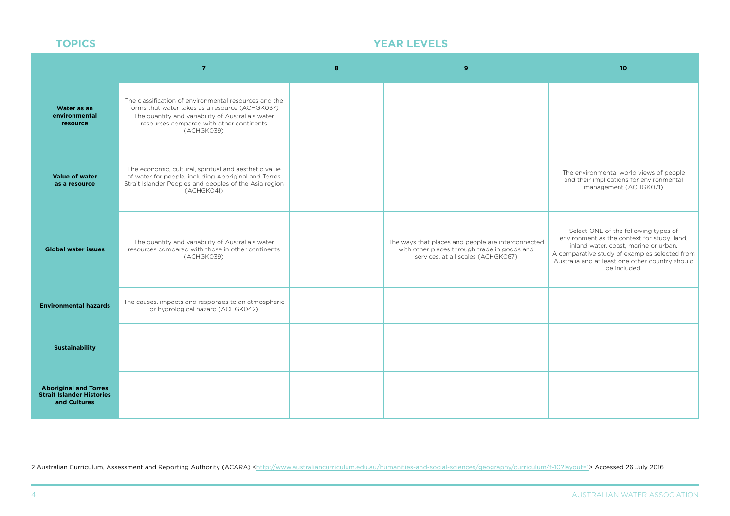| TOPICS | YEAR LEVELS | | | |
|---|---|---|---|---|
| | **7** | **8** | **9** | **10** |
| **Water as an environmental resource** | The classification of environmental resources and the forms that water takes as a resource (ACHGK037) The quantity and variability of Australia's water resources compared with other continents (ACHGK039) | | | |
| **Value of water as a resource** | The economic, cultural, spiritual and aesthetic value of water for people, including Aboriginal and Torres Strait Islander Peoples and peoples of the Asia region (ACHGK041) | | | The environmental world views of people and their implications for environmental management (ACHGK071) |
| **Global water issues** | The quantity and variability of Australia's water resources compared with those in other continents (ACHGK039) | | The ways that places and people are interconnected with other places through trade in goods and services, at all scales (ACHGK067) | Select ONE of the following types of environment as the context for study: land, inland water, coast, marine or urban. A comparative study of examples selected from Australia and at least one other country should be included. |
| **Environmental hazards** | The causes, impacts and responses to an atmospheric or hydrological hazard (ACHGK042) | | | |
| **Sustainability** | | | | |
| **Aboriginal and Torres Strait Islander Histories and Cultures** | | | | |

2 Australian Curriculum, Assessment and Reporting Authority (ACARA) <http://www.australiancurriculum.edu.au/humanities-and-social-sciences/geography/curriculum/f-10?layout=1> Accessed 26 July 2016